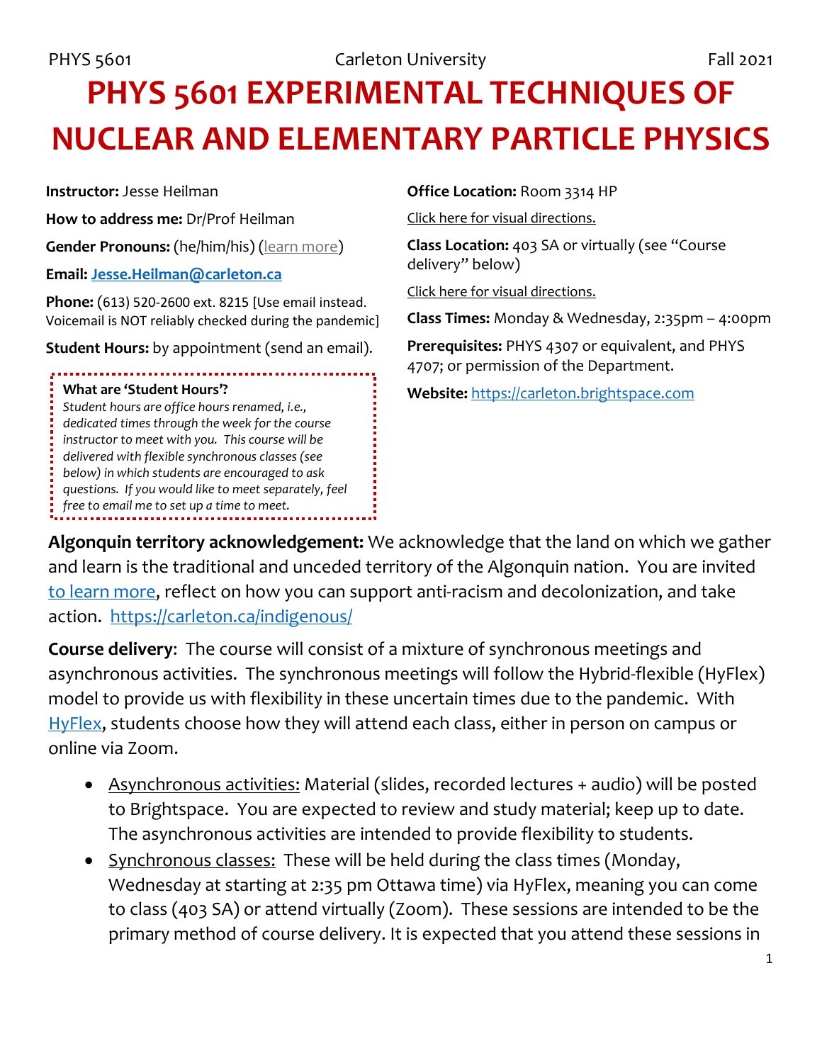# PHYS 5601 EXPERIMENTAL TECHNIQUES OF NUCLEAR AND ELEMENTARY PARTICLE PHYSICS

**Instructor:** Jesse Heilman

**How to address me:** Dr/Prof Heilman

**Gender Pronouns:** (he/him/his) (learn more)

**Email: Jesse.Heilman@carleton.ca**

**Phone:** (613) 520-2600 ext. 8215 [Use email instead. Voicemail is NOT reliably checked during the pandemic]

**Student Hours:** by appointment (send an email).

> **What are 'Student Hours'?**
> *Student hours are office hours renamed, i.e., dedicated times through the week for the course instructor to meet with you. This course will be delivered with flexible synchronous classes (see below) in which students are encouraged to ask questions. If you would like to meet separately, feel free to email me to set up a time to meet.*

**Office Location:** Room 3314 HP

Click here for visual directions.

**Class Location:** 403 SA or virtually (see "Course delivery" below)

Click here for visual directions.

**Class Times:** Monday & Wednesday, 2:35pm – 4:00pm

**Prerequisites:** PHYS 4307 or equivalent, and PHYS 4707; or permission of the Department.

**Website:** https://carleton.brightspace.com

**Algonquin territory acknowledgement:** We acknowledge that the land on which we gather and learn is the traditional and unceded territory of the Algonquin nation. You are invited to learn more, reflect on how you can support anti-racism and decolonization, and take action. https://carleton.ca/indigenous/

**Course delivery**: The course will consist of a mixture of synchronous meetings and asynchronous activities. The synchronous meetings will follow the Hybrid-flexible (HyFlex) model to provide us with flexibility in these uncertain times due to the pandemic. With HyFlex, students choose how they will attend each class, either in person on campus or online via Zoom.

- Asynchronous activities: Material (slides, recorded lectures + audio) will be posted to Brightspace. You are expected to review and study material; keep up to date. The asynchronous activities are intended to provide flexibility to students.
- Synchronous classes: These will be held during the class times (Monday, Wednesday at starting at 2:35 pm Ottawa time) via HyFlex, meaning you can come to class (403 SA) or attend virtually (Zoom). These sessions are intended to be the primary method of course delivery. It is expected that you attend these sessions in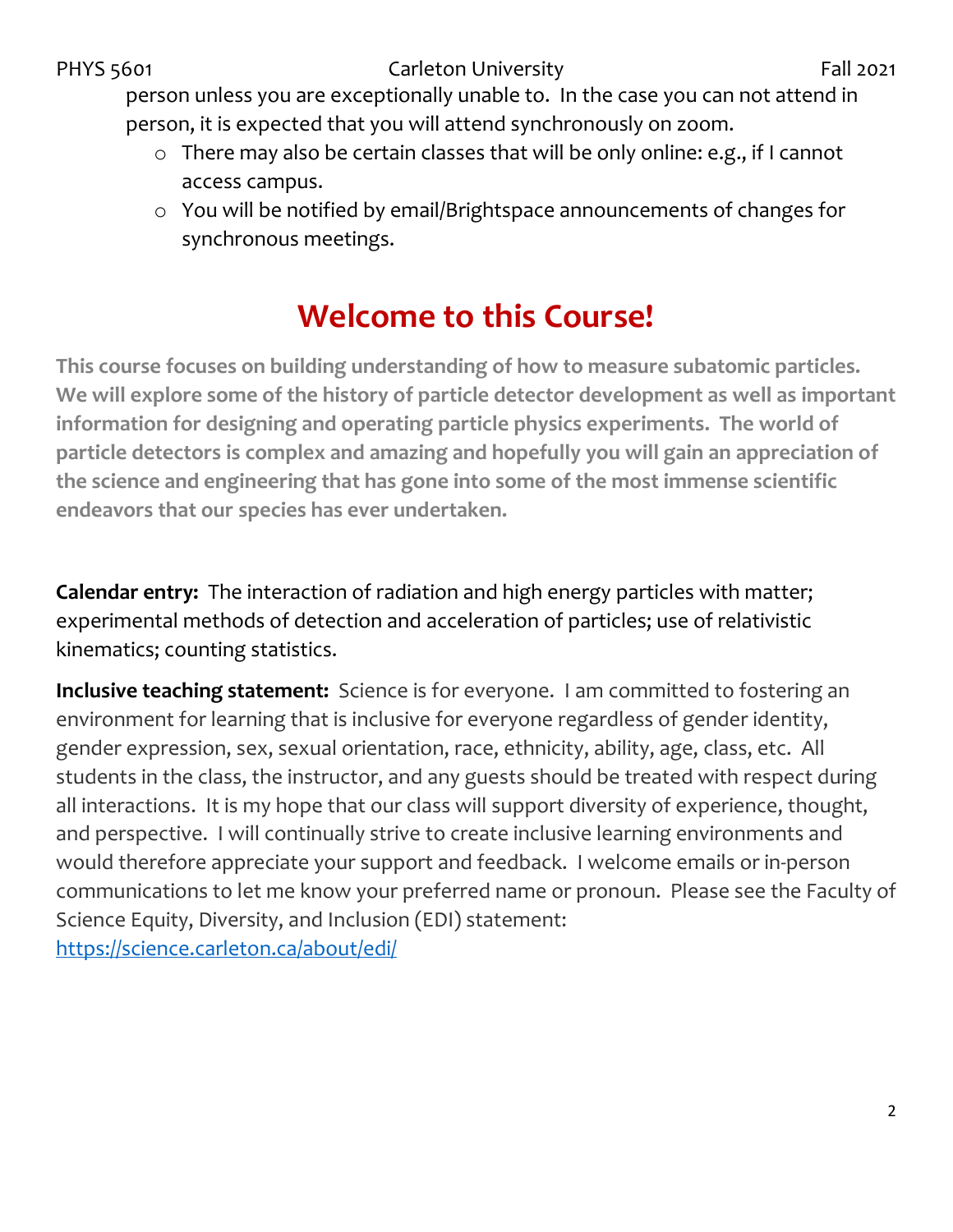person unless you are exceptionally unable to. In the case you can not attend in person, it is expected that you will attend synchronously on zoom.

  - There may also be certain classes that will be only online: e.g., if I cannot access campus.
  - You will be notified by email/Brightspace announcements of changes for synchronous meetings.

# Welcome to this Course!

**This course focuses on building understanding of how to measure subatomic particles. We will explore some of the history of particle detector development as well as important information for designing and operating particle physics experiments. The world of particle detectors is complex and amazing and hopefully you will gain an appreciation of the science and engineering that has gone into some of the most immense scientific endeavors that our species has ever undertaken.**

**Calendar entry:** The interaction of radiation and high energy particles with matter; experimental methods of detection and acceleration of particles; use of relativistic kinematics; counting statistics.

**Inclusive teaching statement:** Science is for everyone. I am committed to fostering an environment for learning that is inclusive for everyone regardless of gender identity, gender expression, sex, sexual orientation, race, ethnicity, ability, age, class, etc. All students in the class, the instructor, and any guests should be treated with respect during all interactions. It is my hope that our class will support diversity of experience, thought, and perspective. I will continually strive to create inclusive learning environments and would therefore appreciate your support and feedback. I welcome emails or in-person communications to let me know your preferred name or pronoun. Please see the Faculty of Science Equity, Diversity, and Inclusion (EDI) statement: https://science.carleton.ca/about/edi/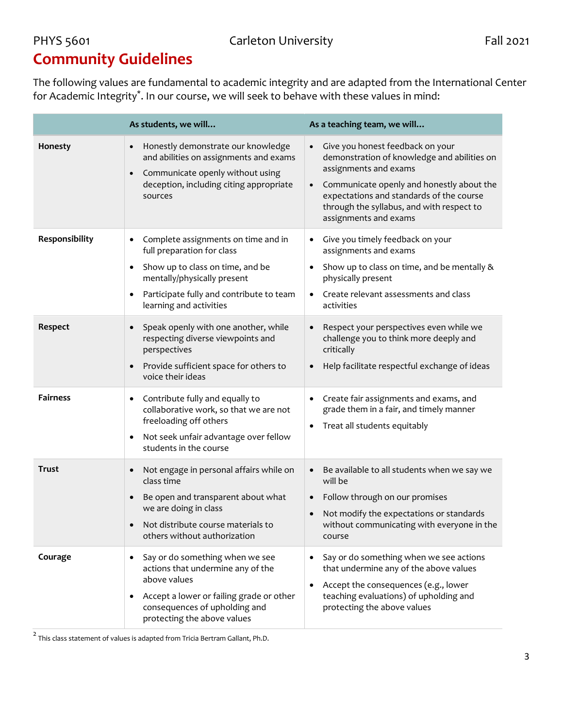## Community Guidelines

The following values are fundamental to academic integrity and are adapted from the International Center for Academic Integrity*. In our course, we will seek to behave with these values in mind:

| | As students, we will… | As a teaching team, we will… |
|---|---|---|
| **Honesty** | • Honestly demonstrate our knowledge and abilities on assignments and exams<br>• Communicate openly without using deception, including citing appropriate sources | • Give you honest feedback on your demonstration of knowledge and abilities on assignments and exams<br>• Communicate openly and honestly about the expectations and standards of the course through the syllabus, and with respect to assignments and exams |
| **Responsibility** | • Complete assignments on time and in full preparation for class<br>• Show up to class on time, and be mentally/physically present<br>• Participate fully and contribute to team learning and activities | • Give you timely feedback on your assignments and exams<br>• Show up to class on time, and be mentally & physically present<br>• Create relevant assessments and class activities |
| **Respect** | • Speak openly with one another, while respecting diverse viewpoints and perspectives<br>• Provide sufficient space for others to voice their ideas | • Respect your perspectives even while we challenge you to think more deeply and critically<br>• Help facilitate respectful exchange of ideas |
| **Fairness** | • Contribute fully and equally to collaborative work, so that we are not freeloading off others<br>• Not seek unfair advantage over fellow students in the course | • Create fair assignments and exams, and grade them in a fair, and timely manner<br>• Treat all students equitably |
| **Trust** | • Not engage in personal affairs while on class time<br>• Be open and transparent about what we are doing in class<br>• Not distribute course materials to others without authorization | • Be available to all students when we say we will be<br>• Follow through on our promises<br>• Not modify the expectations or standards without communicating with everyone in the course |
| **Courage** | • Say or do something when we see actions that undermine any of the above values<br>• Accept a lower or failing grade or other consequences of upholding and protecting the above values | • Say or do something when we see actions that undermine any of the above values<br>• Accept the consequences (e.g., lower teaching evaluations) of upholding and protecting the above values |

[2] This class statement of values is adapted from Tricia Bertram Gallant, Ph.D.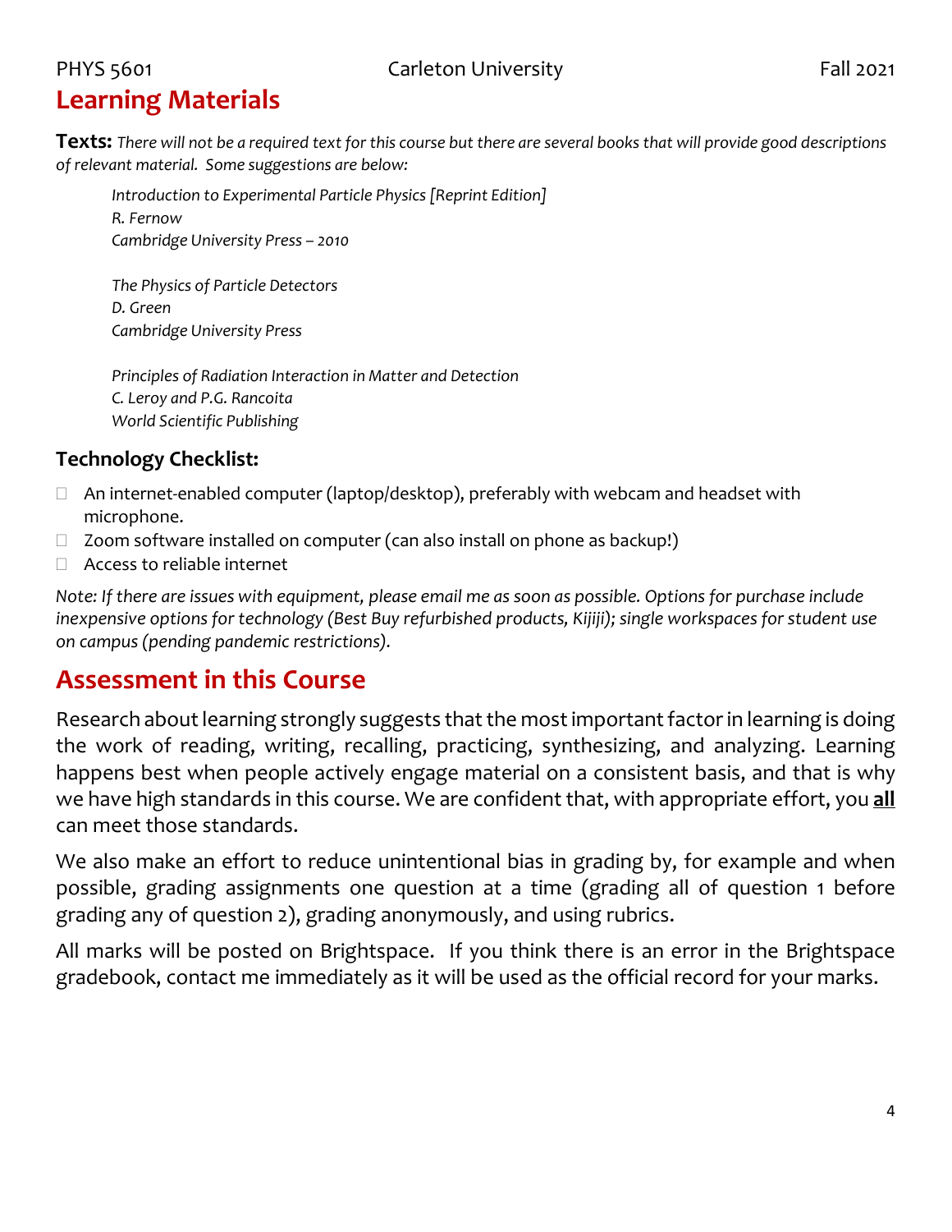## Learning Materials

**Texts:** *There will not be a required text for this course but there are several books that will provide good descriptions of relevant material. Some suggestions are below:*

*Introduction to Experimental Particle Physics [Reprint Edition]*
*R. Fernow*
*Cambridge University Press – 2010*

*The Physics of Particle Detectors*
*D. Green*
*Cambridge University Press*

*Principles of Radiation Interaction in Matter and Detection*
*C. Leroy and P.G. Rancoita*
*World Scientific Publishing*

### Technology Checklist:

- An internet-enabled computer (laptop/desktop), preferably with webcam and headset with microphone.
- Zoom software installed on computer (can also install on phone as backup!)
- Access to reliable internet

*Note: If there are issues with equipment, please email me as soon as possible. Options for purchase include inexpensive options for technology (Best Buy refurbished products, Kijiji); single workspaces for student use on campus (pending pandemic restrictions).*

## Assessment in this Course

Research about learning strongly suggests that the most important factor in learning is doing the work of reading, writing, recalling, practicing, synthesizing, and analyzing. Learning happens best when people actively engage material on a consistent basis, and that is why we have high standards in this course. We are confident that, with appropriate effort, you **all** can meet those standards.

We also make an effort to reduce unintentional bias in grading by, for example and when possible, grading assignments one question at a time (grading all of question 1 before grading any of question 2), grading anonymously, and using rubrics.

All marks will be posted on Brightspace. If you think there is an error in the Brightspace gradebook, contact me immediately as it will be used as the official record for your marks.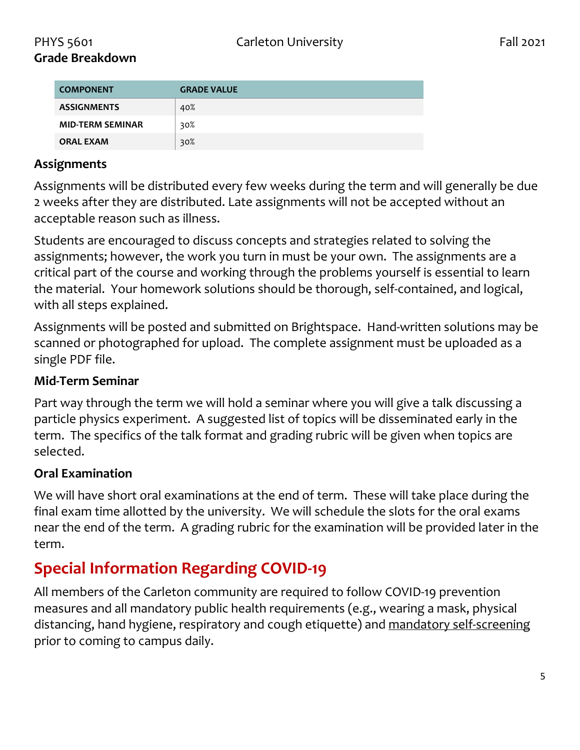## Grade Breakdown

| COMPONENT | GRADE VALUE |
|---|---|
| ASSIGNMENTS | 40% |
| MID-TERM SEMINAR | 30% |
| ORAL EXAM | 30% |

### Assignments

Assignments will be distributed every few weeks during the term and will generally be due 2 weeks after they are distributed. Late assignments will not be accepted without an acceptable reason such as illness.

Students are encouraged to discuss concepts and strategies related to solving the assignments; however, the work you turn in must be your own. The assignments are a critical part of the course and working through the problems yourself is essential to learn the material. Your homework solutions should be thorough, self-contained, and logical, with all steps explained.

Assignments will be posted and submitted on Brightspace. Hand-written solutions may be scanned or photographed for upload. The complete assignment must be uploaded as a single PDF file.

### Mid-Term Seminar

Part way through the term we will hold a seminar where you will give a talk discussing a particle physics experiment. A suggested list of topics will be disseminated early in the term. The specifics of the talk format and grading rubric will be given when topics are selected.

### Oral Examination

We will have short oral examinations at the end of term. These will take place during the final exam time allotted by the university. We will schedule the slots for the oral exams near the end of the term. A grading rubric for the examination will be provided later in the term.

## Special Information Regarding COVID-19

All members of the Carleton community are required to follow COVID-19 prevention measures and all mandatory public health requirements (e.g., wearing a mask, physical distancing, hand hygiene, respiratory and cough etiquette) and mandatory self-screening prior to coming to campus daily.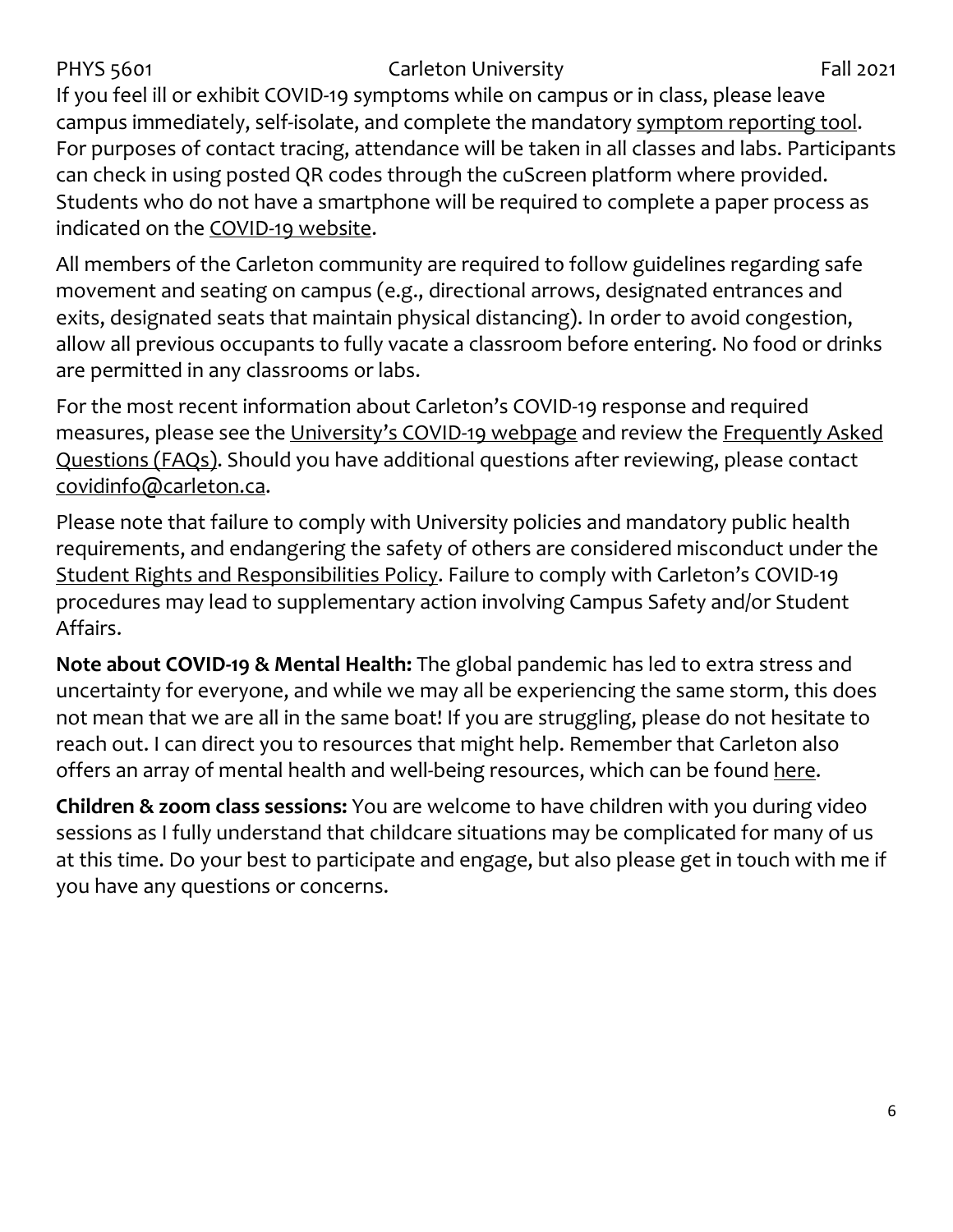If you feel ill or exhibit COVID-19 symptoms while on campus or in class, please leave campus immediately, self-isolate, and complete the mandatory symptom reporting tool. For purposes of contact tracing, attendance will be taken in all classes and labs. Participants can check in using posted QR codes through the cuScreen platform where provided. Students who do not have a smartphone will be required to complete a paper process as indicated on the COVID-19 website.

All members of the Carleton community are required to follow guidelines regarding safe movement and seating on campus (e.g., directional arrows, designated entrances and exits, designated seats that maintain physical distancing). In order to avoid congestion, allow all previous occupants to fully vacate a classroom before entering. No food or drinks are permitted in any classrooms or labs.

For the most recent information about Carleton's COVID-19 response and required measures, please see the University's COVID-19 webpage and review the Frequently Asked Questions (FAQs). Should you have additional questions after reviewing, please contact covidinfo@carleton.ca.

Please note that failure to comply with University policies and mandatory public health requirements, and endangering the safety of others are considered misconduct under the Student Rights and Responsibilities Policy. Failure to comply with Carleton's COVID-19 procedures may lead to supplementary action involving Campus Safety and/or Student Affairs.

**Note about COVID-19 & Mental Health:** The global pandemic has led to extra stress and uncertainty for everyone, and while we may all be experiencing the same storm, this does not mean that we are all in the same boat! If you are struggling, please do not hesitate to reach out. I can direct you to resources that might help. Remember that Carleton also offers an array of mental health and well-being resources, which can be found here.

**Children & zoom class sessions:** You are welcome to have children with you during video sessions as I fully understand that childcare situations may be complicated for many of us at this time. Do your best to participate and engage, but also please get in touch with me if you have any questions or concerns.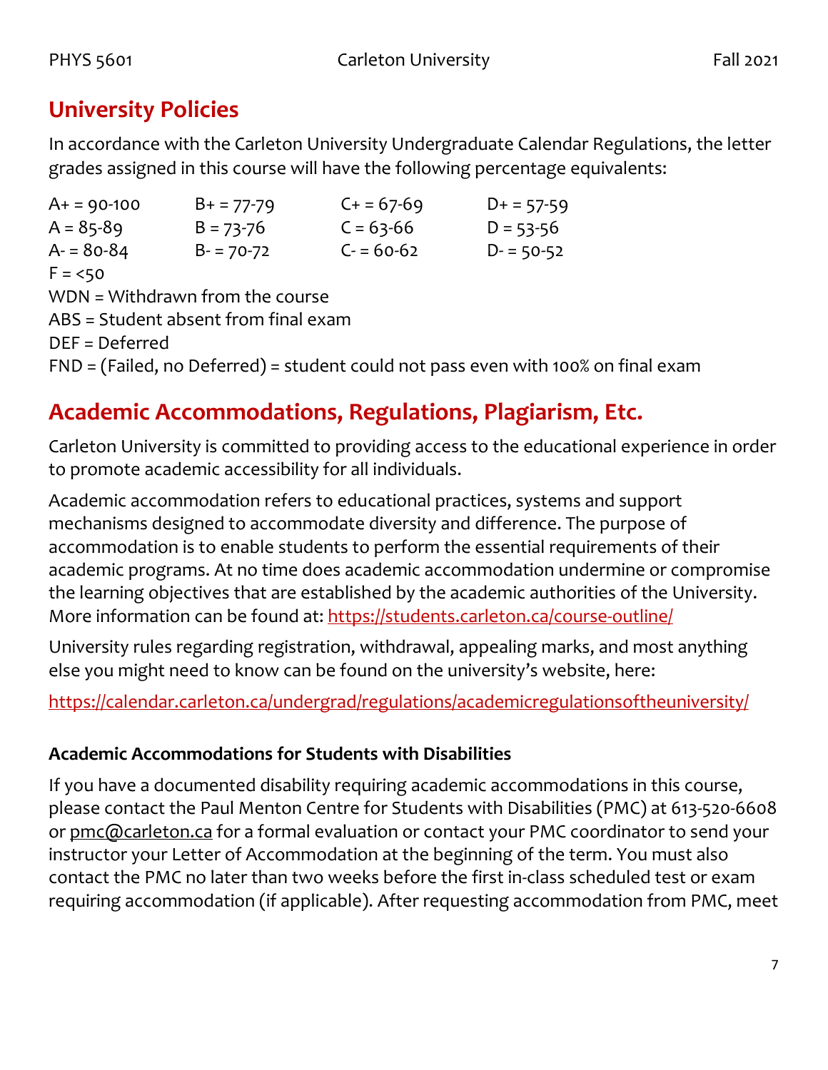## University Policies

In accordance with the Carleton University Undergraduate Calendar Regulations, the letter grades assigned in this course will have the following percentage equivalents:

| | | | |
|---|---|---|---|
| A+ = 90-100 | B+ = 77-79 | C+ = 67-69 | D+ = 57-59 |
| A = 85-89 | B = 73-76 | C = 63-66 | D = 53-56 |
| A- = 80-84 | B- = 70-72 | C- = 60-62 | D- = 50-52 |

F = <50

WDN = Withdrawn from the course

ABS = Student absent from final exam

DEF = Deferred

FND = (Failed, no Deferred) = student could not pass even with 100% on final exam

## Academic Accommodations, Regulations, Plagiarism, Etc.

Carleton University is committed to providing access to the educational experience in order to promote academic accessibility for all individuals.

Academic accommodation refers to educational practices, systems and support mechanisms designed to accommodate diversity and difference. The purpose of accommodation is to enable students to perform the essential requirements of their academic programs. At no time does academic accommodation undermine or compromise the learning objectives that are established by the academic authorities of the University. More information can be found at: https://students.carleton.ca/course-outline/

University rules regarding registration, withdrawal, appealing marks, and most anything else you might need to know can be found on the university's website, here:

https://calendar.carleton.ca/undergrad/regulations/academicregulationsoftheuniversity/

### Academic Accommodations for Students with Disabilities

If you have a documented disability requiring academic accommodations in this course, please contact the Paul Menton Centre for Students with Disabilities (PMC) at 613-520-6608 or pmc@carleton.ca for a formal evaluation or contact your PMC coordinator to send your instructor your Letter of Accommodation at the beginning of the term. You must also contact the PMC no later than two weeks before the first in-class scheduled test or exam requiring accommodation (if applicable). After requesting accommodation from PMC, meet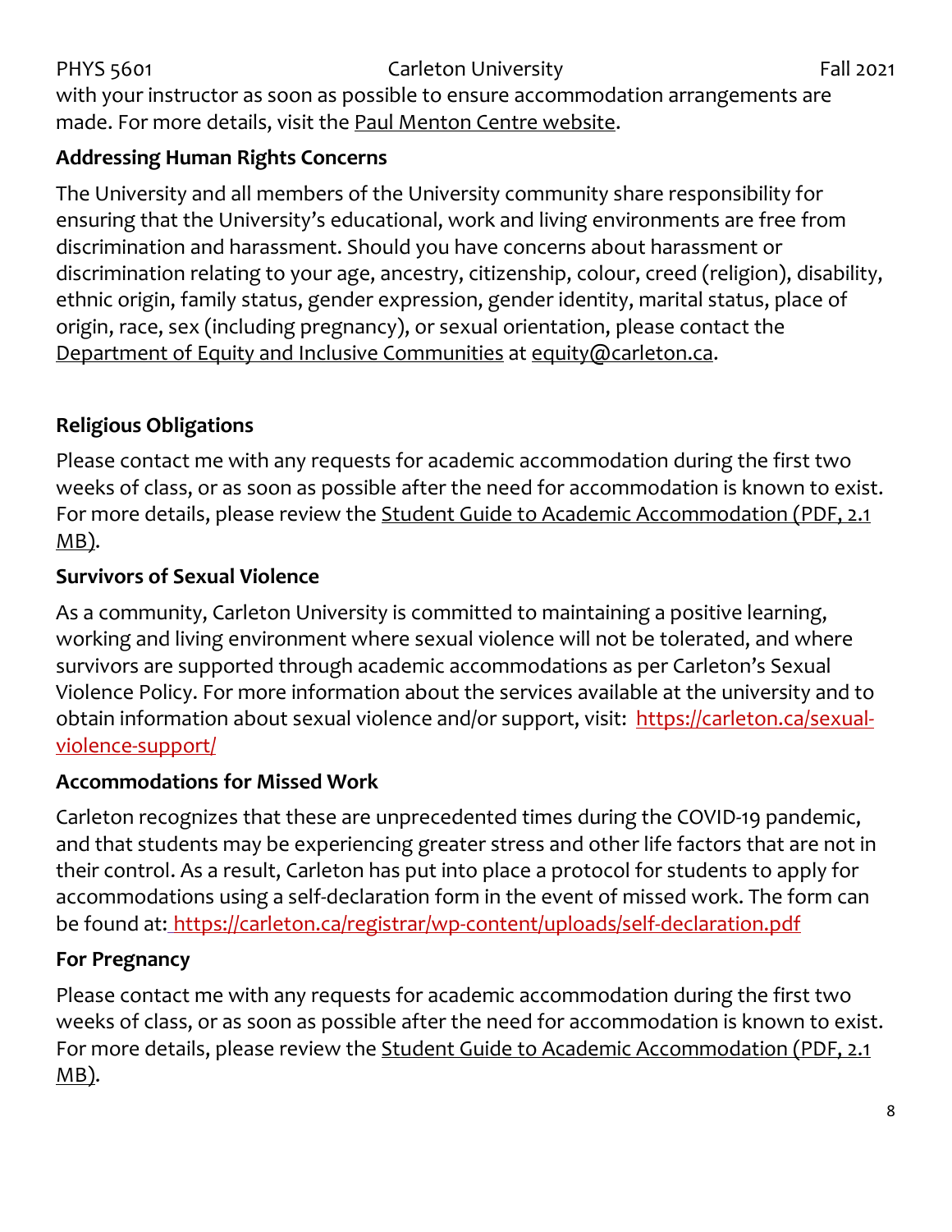with your instructor as soon as possible to ensure accommodation arrangements are made. For more details, visit the Paul Menton Centre website.

**Addressing Human Rights Concerns**

The University and all members of the University community share responsibility for ensuring that the University's educational, work and living environments are free from discrimination and harassment. Should you have concerns about harassment or discrimination relating to your age, ancestry, citizenship, colour, creed (religion), disability, ethnic origin, family status, gender expression, gender identity, marital status, place of origin, race, sex (including pregnancy), or sexual orientation, please contact the Department of Equity and Inclusive Communities at equity@carleton.ca.

**Religious Obligations**

Please contact me with any requests for academic accommodation during the first two weeks of class, or as soon as possible after the need for accommodation is known to exist. For more details, please review the Student Guide to Academic Accommodation (PDF, 2.1 MB).

**Survivors of Sexual Violence**

As a community, Carleton University is committed to maintaining a positive learning, working and living environment where sexual violence will not be tolerated, and where survivors are supported through academic accommodations as per Carleton's Sexual Violence Policy. For more information about the services available at the university and to obtain information about sexual violence and/or support, visit: https://carleton.ca/sexual-violence-support/

**Accommodations for Missed Work**

Carleton recognizes that these are unprecedented times during the COVID-19 pandemic, and that students may be experiencing greater stress and other life factors that are not in their control. As a result, Carleton has put into place a protocol for students to apply for accommodations using a self-declaration form in the event of missed work. The form can be found at: https://carleton.ca/registrar/wp-content/uploads/self-declaration.pdf

**For Pregnancy**

Please contact me with any requests for academic accommodation during the first two weeks of class, or as soon as possible after the need for accommodation is known to exist. For more details, please review the Student Guide to Academic Accommodation (PDF, 2.1 MB).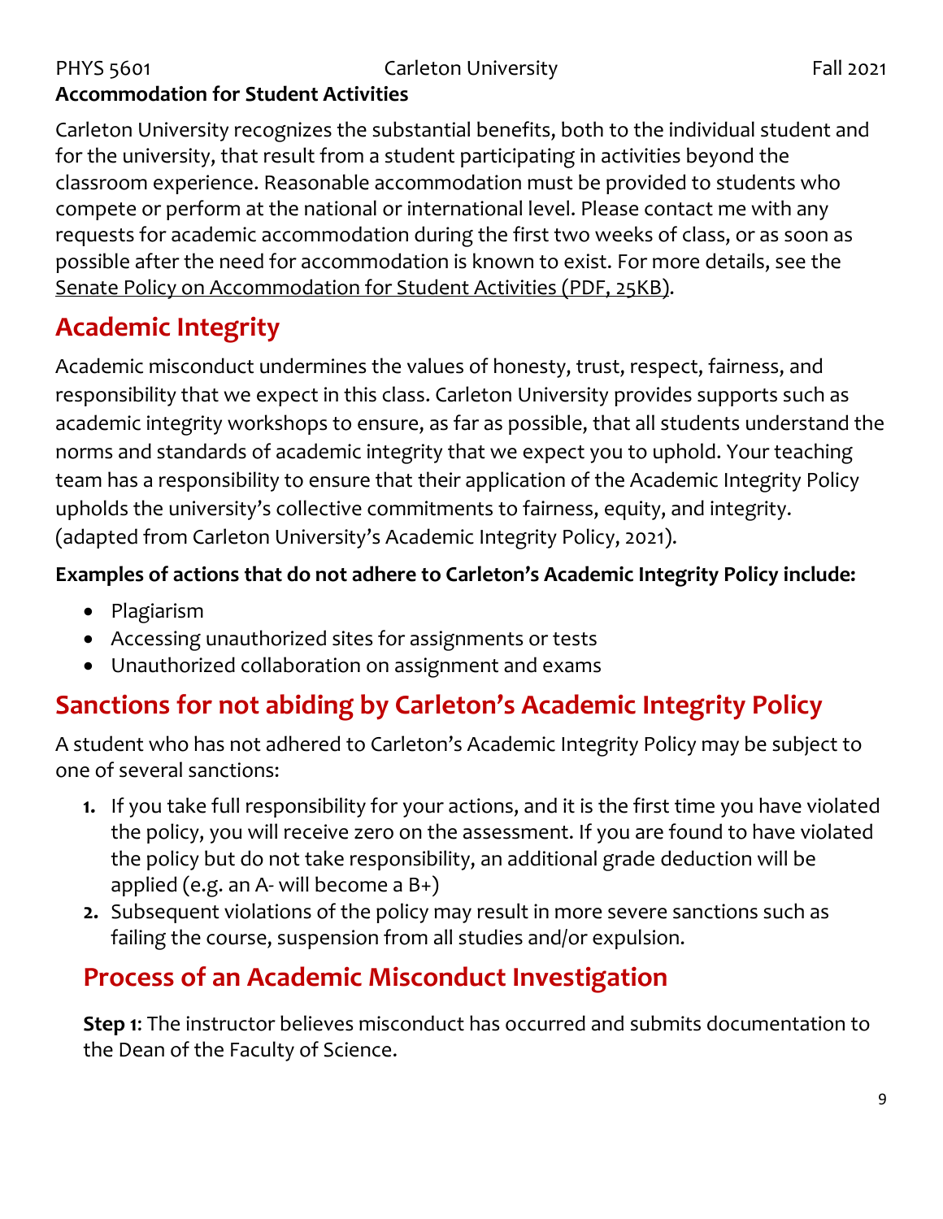**Accommodation for Student Activities**

Carleton University recognizes the substantial benefits, both to the individual student and for the university, that result from a student participating in activities beyond the classroom experience. Reasonable accommodation must be provided to students who compete or perform at the national or international level. Please contact me with any requests for academic accommodation during the first two weeks of class, or as soon as possible after the need for accommodation is known to exist. For more details, see the Senate Policy on Accommodation for Student Activities (PDF, 25KB).

## Academic Integrity

Academic misconduct undermines the values of honesty, trust, respect, fairness, and responsibility that we expect in this class. Carleton University provides supports such as academic integrity workshops to ensure, as far as possible, that all students understand the norms and standards of academic integrity that we expect you to uphold. Your teaching team has a responsibility to ensure that their application of the Academic Integrity Policy upholds the university's collective commitments to fairness, equity, and integrity. (adapted from Carleton University's Academic Integrity Policy, 2021).

**Examples of actions that do not adhere to Carleton's Academic Integrity Policy include:**

- Plagiarism
- Accessing unauthorized sites for assignments or tests
- Unauthorized collaboration on assignment and exams

## Sanctions for not abiding by Carleton's Academic Integrity Policy

A student who has not adhered to Carleton's Academic Integrity Policy may be subject to one of several sanctions:

1. If you take full responsibility for your actions, and it is the first time you have violated the policy, you will receive zero on the assessment. If you are found to have violated the policy but do not take responsibility, an additional grade deduction will be applied (e.g. an A- will become a B+)
2. Subsequent violations of the policy may result in more severe sanctions such as failing the course, suspension from all studies and/or expulsion.

## Process of an Academic Misconduct Investigation

**Step 1**: The instructor believes misconduct has occurred and submits documentation to the Dean of the Faculty of Science.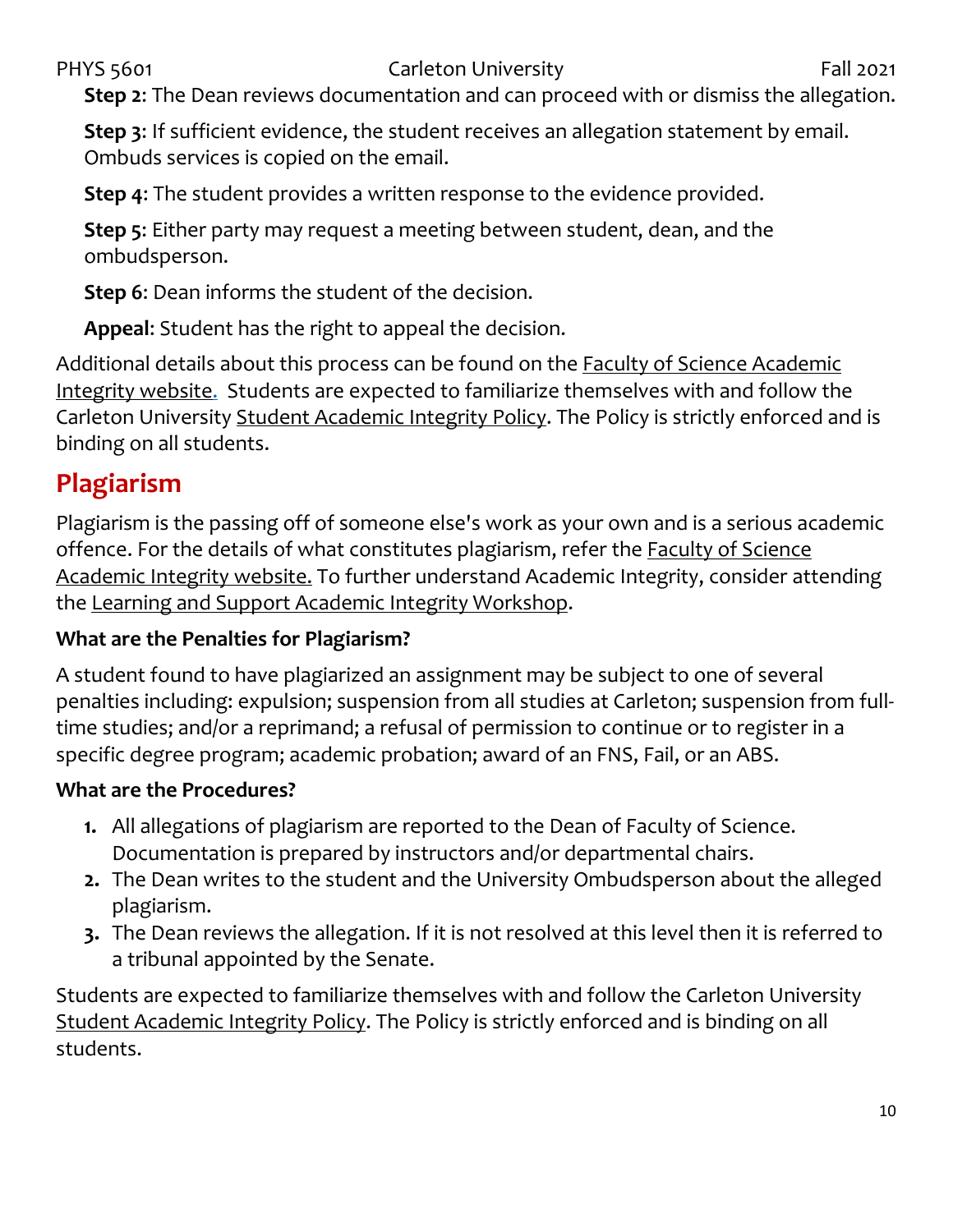**Step 2**: The Dean reviews documentation and can proceed with or dismiss the allegation.

**Step 3**: If sufficient evidence, the student receives an allegation statement by email. Ombuds services is copied on the email.

**Step 4**: The student provides a written response to the evidence provided.

**Step 5**: Either party may request a meeting between student, dean, and the ombudsperson.

**Step 6**: Dean informs the student of the decision.

**Appeal**: Student has the right to appeal the decision.

Additional details about this process can be found on the Faculty of Science Academic Integrity website. Students are expected to familiarize themselves with and follow the Carleton University Student Academic Integrity Policy. The Policy is strictly enforced and is binding on all students.

## Plagiarism

Plagiarism is the passing off of someone else's work as your own and is a serious academic offence. For the details of what constitutes plagiarism, refer the Faculty of Science Academic Integrity website. To further understand Academic Integrity, consider attending the Learning and Support Academic Integrity Workshop.

### What are the Penalties for Plagiarism?

A student found to have plagiarized an assignment may be subject to one of several penalties including: expulsion; suspension from all studies at Carleton; suspension from full-time studies; and/or a reprimand; a refusal of permission to continue or to register in a specific degree program; academic probation; award of an FNS, Fail, or an ABS.

### What are the Procedures?

1. All allegations of plagiarism are reported to the Dean of Faculty of Science. Documentation is prepared by instructors and/or departmental chairs.
2. The Dean writes to the student and the University Ombudsperson about the alleged plagiarism.
3. The Dean reviews the allegation. If it is not resolved at this level then it is referred to a tribunal appointed by the Senate.

Students are expected to familiarize themselves with and follow the Carleton University Student Academic Integrity Policy. The Policy is strictly enforced and is binding on all students.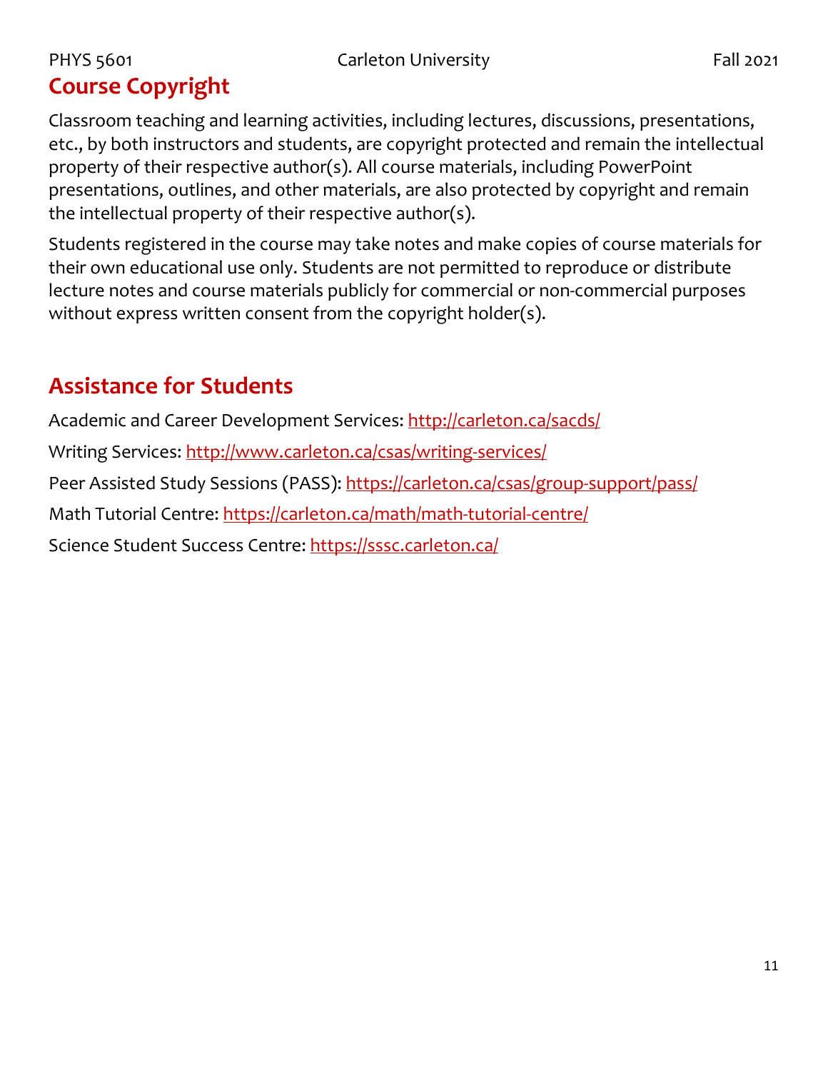## Course Copyright

Classroom teaching and learning activities, including lectures, discussions, presentations, etc., by both instructors and students, are copyright protected and remain the intellectual property of their respective author(s). All course materials, including PowerPoint presentations, outlines, and other materials, are also protected by copyright and remain the intellectual property of their respective author(s).

Students registered in the course may take notes and make copies of course materials for their own educational use only. Students are not permitted to reproduce or distribute lecture notes and course materials publicly for commercial or non-commercial purposes without express written consent from the copyright holder(s).

## Assistance for Students

Academic and Career Development Services: http://carleton.ca/sacds/

Writing Services: http://www.carleton.ca/csas/writing-services/

Peer Assisted Study Sessions (PASS): https://carleton.ca/csas/group-support/pass/

Math Tutorial Centre: https://carleton.ca/math/math-tutorial-centre/

Science Student Success Centre: https://sssc.carleton.ca/